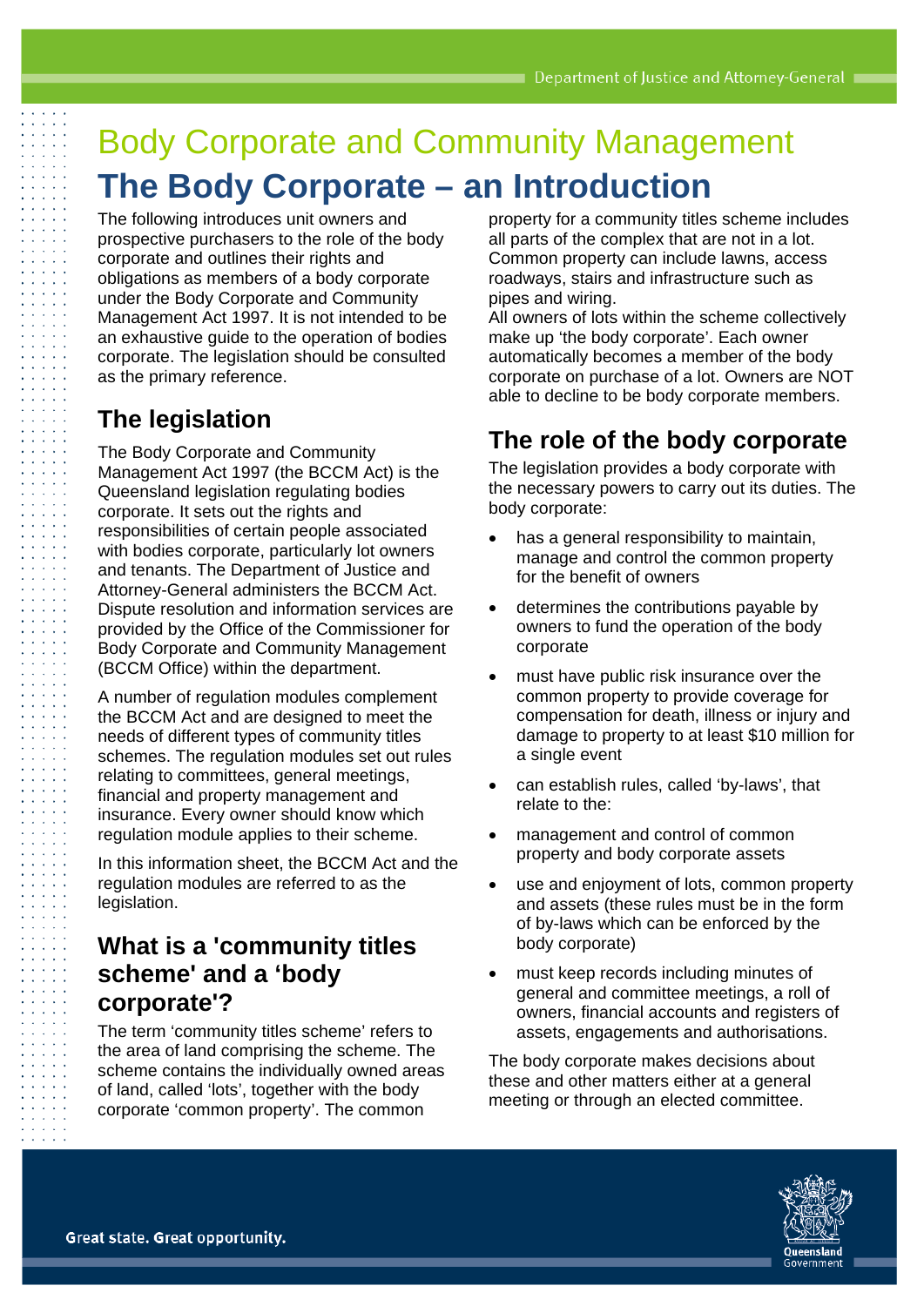# Body Corporate and Community Management

# The Body Corporate – an Introduction

The following introduces unit owners and prospective purchasers to the role of the body corporate and outlines their rights and obligations as members of a body corporate under the Body Corporate and Community Management Act 1997. It is not intended to be an exhaustive guide to the operation of bodies corporate. The legislation should be consulted as the primary reference.

## The legislation

The Body Corporate and Community Management Act 1997 (the BCCM Act) is the Queensland legislation regulating bodies corporate. It sets out the rights and responsibilities of certain people associated with bodies corporate, particularly lot owners and tenants. The Department of Justice and Attorney-General administers the BCCM Act. Dispute resolution and information services are provided by the Office of the Commissioner for Body Corporate and Community Management (BCCM Office) within the department.

A number of regulation modules complement the BCCM Act and are designed to meet the needs of different types of community titles schemes. The regulation modules set out rules relating to committees, general meetings, financial and property management and insurance. Every owner should know which regulation module applies to their scheme.

In this information sheet, the BCCM Act and the regulation modules are referred to as the legislation.

## What is a 'community titles scheme' and a 'body corporate'?

The term 'community titles scheme' refers to the area of land comprising the scheme. The scheme contains the individually owned areas of land, called 'lots', together with the body corporate 'common property'. The common property for a community titles scheme includes all parts of the complex that are not in a lot. Common property can include lawns, access roadways, stairs and infrastructure such as pipes and wiring.

All owners of lots within the scheme collectively make up 'the body corporate'. Each owner automatically becomes a member of the body corporate on purchase of a lot. Owners are NOT able to decline to be body corporate members.

## The role of the body corporate

The legislation provides a body corporate with the necessary powers to carry out its duties. The body corporate:

- has a general responsibility to maintain, manage and control the common property for the benefit of owners
- determines the contributions payable by owners to fund the operation of the body corporate
- must have public risk insurance over the common property to provide coverage for compensation for death, illness or injury and damage to property to at least $10 million for a single event
- can establish rules, called 'by-laws', that relate to the:
- management and control of common property and body corporate assets
- use and enjoyment of lots, common property and assets (these rules must be in the form of by-laws which can be enforced by the body corporate)
- must keep records including minutes of general and committee meetings, a roll of owners, financial accounts and registers of assets, engagements and authorisations.

The body corporate makes decisions about these and other matters either at a general meeting or through an elected committee.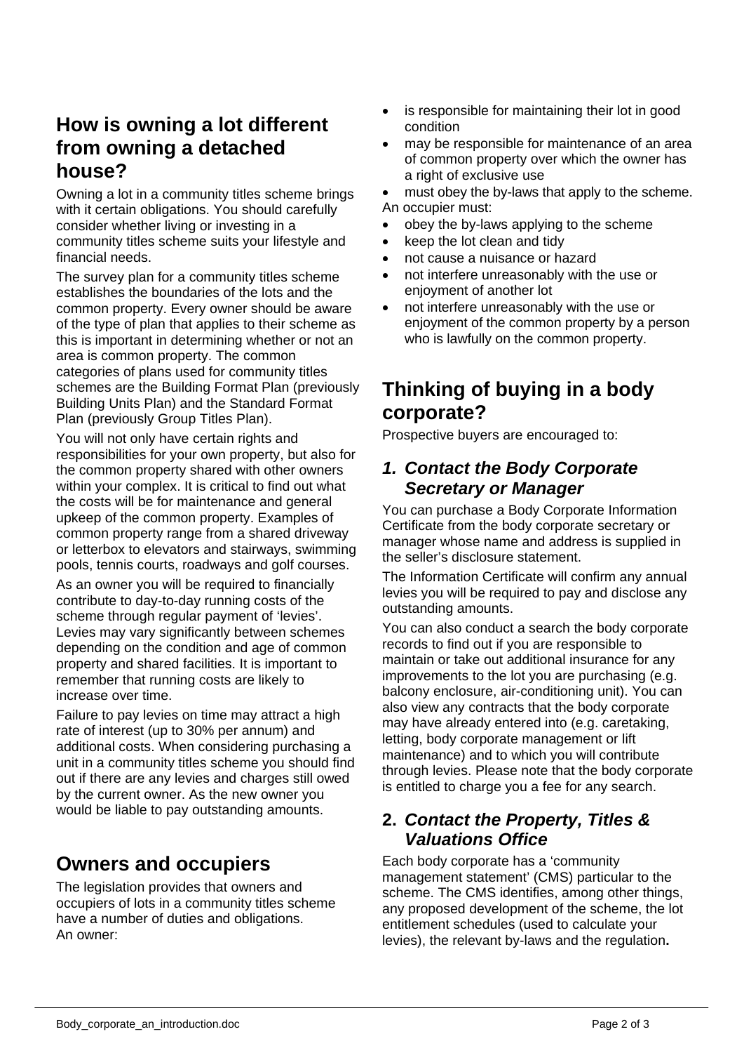## How is owning a lot different from owning a detached house?

Owning a lot in a community titles scheme brings with it certain obligations. You should carefully consider whether living or investing in a community titles scheme suits your lifestyle and financial needs.

The survey plan for a community titles scheme establishes the boundaries of the lots and the common property. Every owner should be aware of the type of plan that applies to their scheme as this is important in determining whether or not an area is common property. The common categories of plans used for community titles schemes are the Building Format Plan (previously Building Units Plan) and the Standard Format Plan (previously Group Titles Plan).

You will not only have certain rights and responsibilities for your own property, but also for the common property shared with other owners within your complex. It is critical to find out what the costs will be for maintenance and general upkeep of the common property. Examples of common property range from a shared driveway or letterbox to elevators and stairways, swimming pools, tennis courts, roadways and golf courses.

As an owner you will be required to financially contribute to day-to-day running costs of the scheme through regular payment of 'levies'. Levies may vary significantly between schemes depending on the condition and age of common property and shared facilities. It is important to remember that running costs are likely to increase over time.

Failure to pay levies on time may attract a high rate of interest (up to 30% per annum) and additional costs. When considering purchasing a unit in a community titles scheme you should find out if there are any levies and charges still owed by the current owner. As the new owner you would be liable to pay outstanding amounts.

## Owners and occupiers

The legislation provides that owners and occupiers of lots in a community titles scheme have a number of duties and obligations.
An owner:

- is responsible for maintaining their lot in good condition
- may be responsible for maintenance of an area of common property over which the owner has a right of exclusive use
- must obey the by-laws that apply to the scheme.

An occupier must:

- obey the by-laws applying to the scheme
- keep the lot clean and tidy
- not cause a nuisance or hazard
- not interfere unreasonably with the use or enjoyment of another lot
- not interfere unreasonably with the use or enjoyment of the common property by a person who is lawfully on the common property.

## Thinking of buying in a body corporate?

Prospective buyers are encouraged to:

### 1. *Contact the Body Corporate Secretary or Manager*

You can purchase a Body Corporate Information Certificate from the body corporate secretary or manager whose name and address is supplied in the seller's disclosure statement.

The Information Certificate will confirm any annual levies you will be required to pay and disclose any outstanding amounts.

You can also conduct a search the body corporate records to find out if you are responsible to maintain or take out additional insurance for any improvements to the lot you are purchasing (e.g. balcony enclosure, air-conditioning unit). You can also view any contracts that the body corporate may have already entered into (e.g. caretaking, letting, body corporate management or lift maintenance) and to which you will contribute through levies. Please note that the body corporate is entitled to charge you a fee for any search.

### 2. *Contact the Property, Titles & Valuations Office*

Each body corporate has a 'community management statement' (CMS) particular to the scheme. The CMS identifies, among other things, any proposed development of the scheme, the lot entitlement schedules (used to calculate your levies), the relevant by-laws and the regulation**.**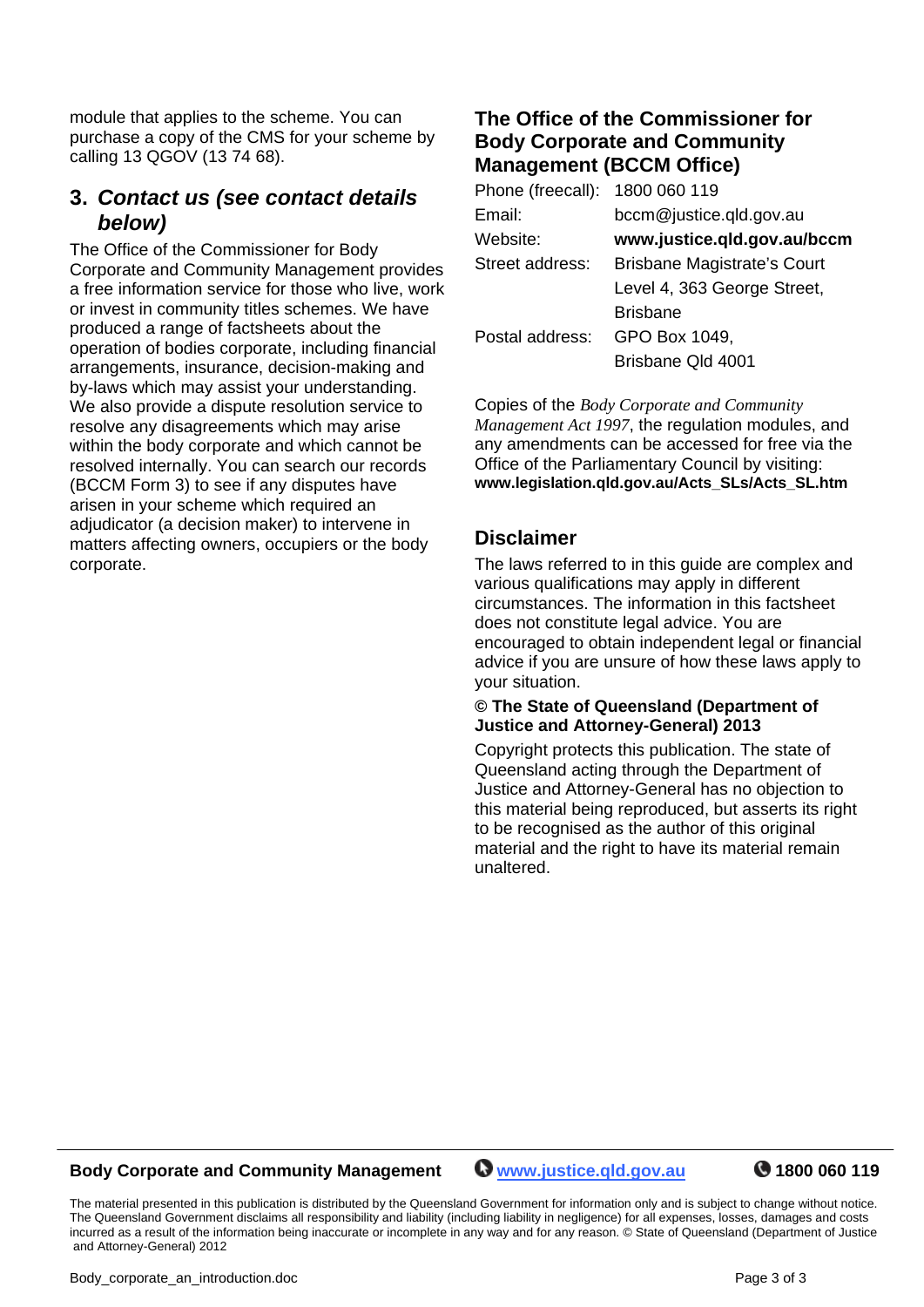module that applies to the scheme. You can purchase a copy of the CMS for your scheme by calling 13 QGOV (13 74 68).

## 3. *Contact us (see contact details below)*

The Office of the Commissioner for Body Corporate and Community Management provides a free information service for those who live, work or invest in community titles schemes. We have produced a range of factsheets about the operation of bodies corporate, including financial arrangements, insurance, decision-making and by-laws which may assist your understanding. We also provide a dispute resolution service to resolve any disagreements which may arise within the body corporate and which cannot be resolved internally. You can search our records (BCCM Form 3) to see if any disputes have arisen in your scheme which required an adjudicator (a decision maker) to intervene in matters affecting owners, occupiers or the body corporate.

## The Office of the Commissioner for Body Corporate and Community Management (BCCM Office)

| | |
|---|---|
| Phone (freecall): | 1800 060 119 |
| Email: | bccm@justice.qld.gov.au |
| Website: | **www.justice.qld.gov.au/bccm** |
| Street address: | Brisbane Magistrate's Court<br>Level 4, 363 George Street,<br>Brisbane |
| Postal address: | GPO Box 1049,<br>Brisbane Qld 4001 |

Copies of the *Body Corporate and Community Management Act 1997*, the regulation modules, and any amendments can be accessed for free via the Office of the Parliamentary Council by visiting: **www.legislation.qld.gov.au/Acts_SLs/Acts_SL.htm**

## Disclaimer

The laws referred to in this guide are complex and various qualifications may apply in different circumstances. The information in this factsheet does not constitute legal advice. You are encouraged to obtain independent legal or financial advice if you are unsure of how these laws apply to your situation.

**© The State of Queensland (Department of Justice and Attorney-General) 2013**

Copyright protects this publication. The state of Queensland acting through the Department of Justice and Attorney-General has no objection to this material being reproduced, but asserts its right to be recognised as the author of this original material and the right to have its material remain unaltered.

**Body Corporate and Community Management** **www.justice.qld.gov.au** **1800 060 119**

The material presented in this publication is distributed by the Queensland Government for information only and is subject to change without notice. The Queensland Government disclaims all responsibility and liability (including liability in negligence) for all expenses, losses, damages and costs incurred as a result of the information being inaccurate or incomplete in any way and for any reason. © State of Queensland (Department of Justice and Attorney-General) 2012

Body_corporate_an_introduction.doc